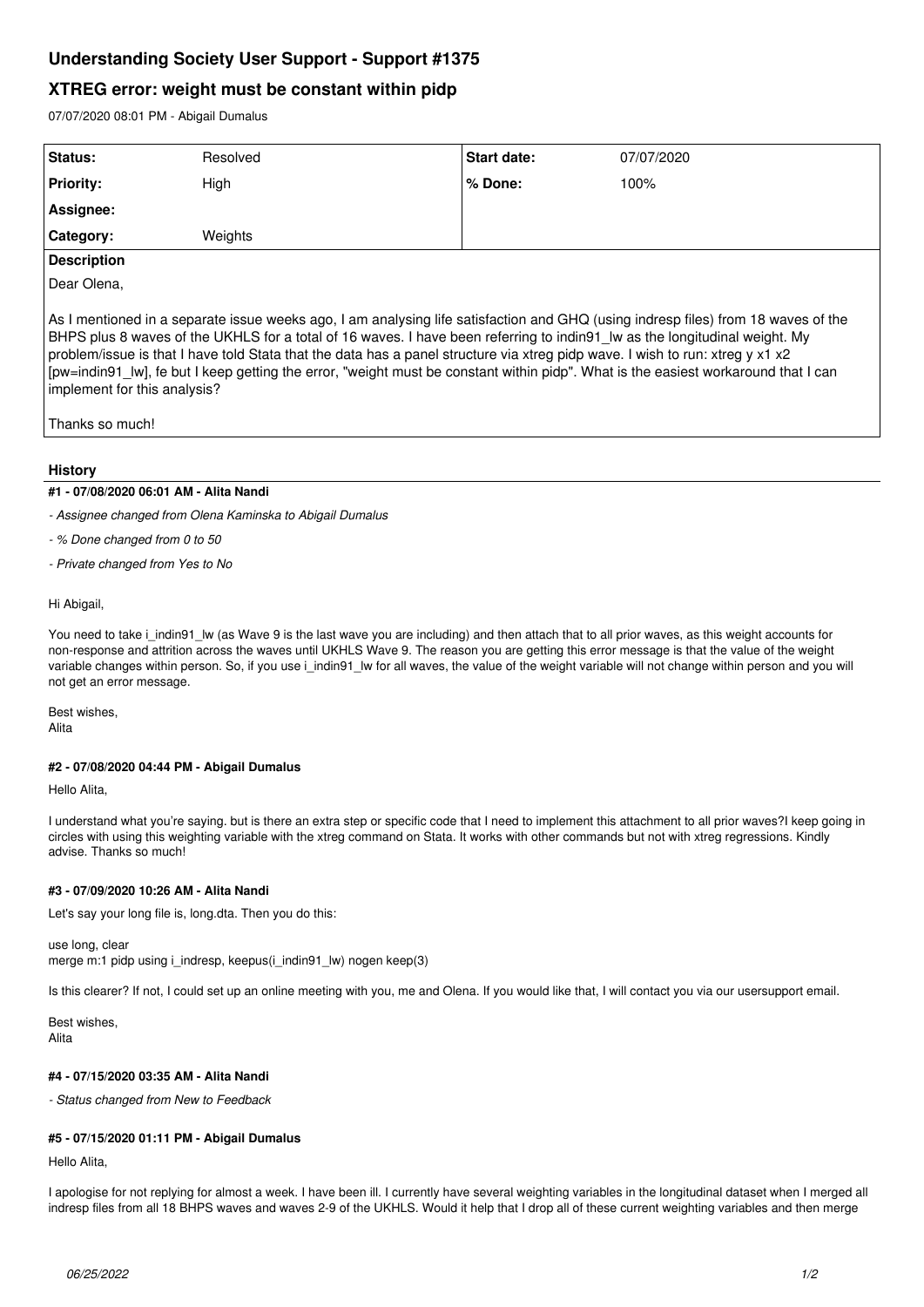# Understanding Society User Support - Support #1375

## XTREG error: weight must be constant within pidp

07/07/2020 08:01 PM - Abigail Dumalus

| Status: | Resolved | Start date: | 07/07/2020 |
|---|---|---|---|
| Priority: | High | % Done: | 100% |
| Assignee: | | | |
| Category: | Weights | | |

**Description**

Dear Olena,

As I mentioned in a separate issue weeks ago, I am analysing life satisfaction and GHQ (using indresp files) from 18 waves of the BHPS plus 8 waves of the UKHLS for a total of 16 waves. I have been referring to indin91_lw as the longitudinal weight. My problem/issue is that I have told Stata that the data has a panel structure via xtreg pidp wave. I wish to run: xtreg y x1 x2 [pw=indin91_lw], fe but I keep getting the error, "weight must be constant within pidp". What is the easiest workaround that I can implement for this analysis?

Thanks so much!

### History

#### #1 - 07/08/2020 06:01 AM - Alita Nandi

- *Assignee changed from Olena Kaminska to Abigail Dumalus*
- *% Done changed from 0 to 50*
- *Private changed from Yes to No*

Hi Abigail,

You need to take i_indin91_lw (as Wave 9 is the last wave you are including) and then attach that to all prior waves, as this weight accounts for non-response and attrition across the waves until UKHLS Wave 9. The reason you are getting this error message is that the value of the weight variable changes within person. So, if you use i_indin91_lw for all waves, the value of the weight variable will not change within person and you will not get an error message.

Best wishes,
Alita

#### #2 - 07/08/2020 04:44 PM - Abigail Dumalus

Hello Alita,

I understand what you're saying. but is there an extra step or specific code that I need to implement this attachment to all prior waves?I keep going in circles with using this weighting variable with the xtreg command on Stata. It works with other commands but not with xtreg regressions. Kindly advise. Thanks so much!

#### #3 - 07/09/2020 10:26 AM - Alita Nandi

Let's say your long file is, long.dta. Then you do this:

```
use long, clear
merge m:1 pidp using i_indresp, keepus(i_indin91_lw) nogen keep(3)
```

Is this clearer? If not, I could set up an online meeting with you, me and Olena. If you would like that, I will contact you via our usersupport email.

Best wishes,
Alita

#### #4 - 07/15/2020 03:35 AM - Alita Nandi

- *Status changed from New to Feedback*

#### #5 - 07/15/2020 01:11 PM - Abigail Dumalus

Hello Alita,

I apologise for not replying for almost a week. I have been ill. I currently have several weighting variables in the longitudinal dataset when I merged all indresp files from all 18 BHPS waves and waves 2-9 of the UKHLS. Would it help that I drop all of these current weighting variables and then merge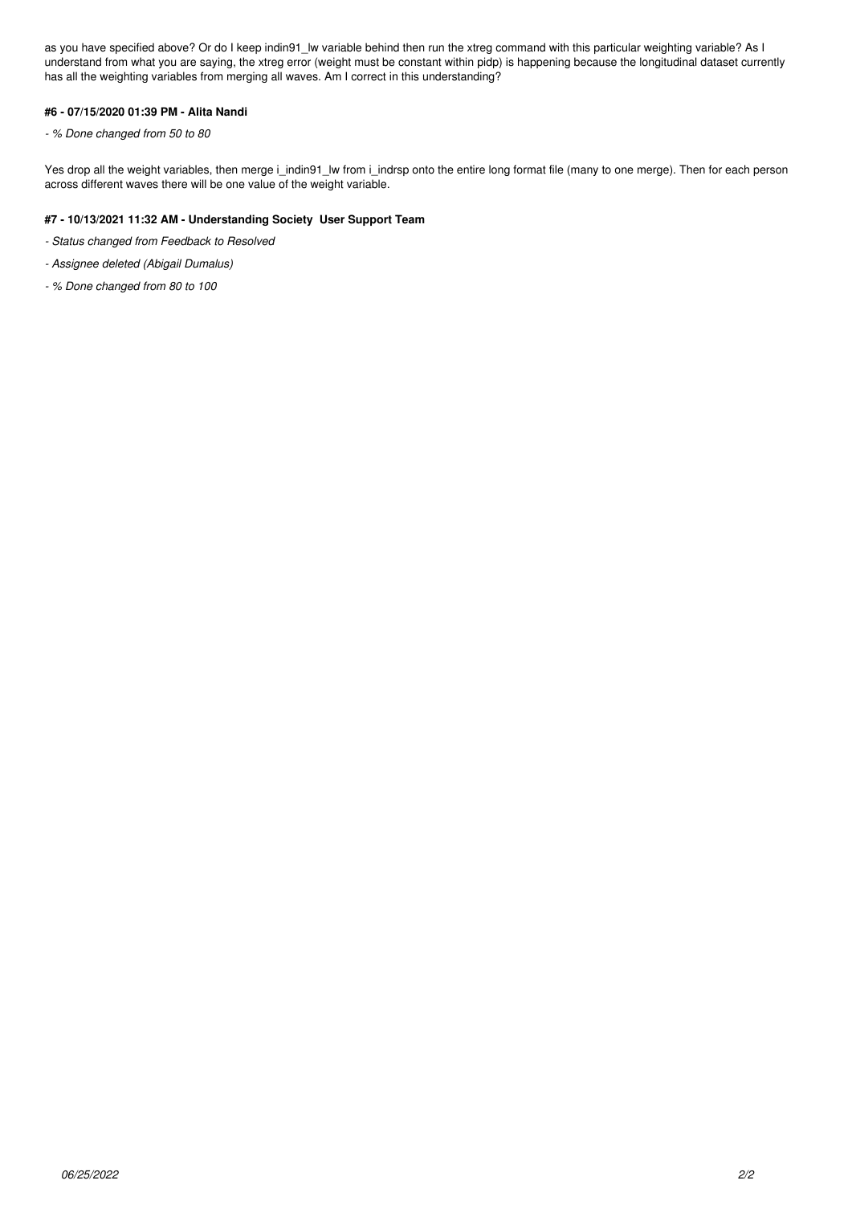as you have specified above? Or do I keep indin91_lw variable behind then run the xtreg command with this particular weighting variable? As I understand from what you are saying, the xtreg error (weight must be constant within pidp) is happening because the longitudinal dataset currently has all the weighting variables from merging all waves. Am I correct in this understanding?

#### #6 - 07/15/2020 01:39 PM - Alita Nandi

- *% Done changed from 50 to 80*

Yes drop all the weight variables, then merge i_indin91_lw from i_indrsp onto the entire long format file (many to one merge). Then for each person across different waves there will be one value of the weight variable.

#### #7 - 10/13/2021 11:32 AM - Understanding Society User Support Team

- *Status changed from Feedback to Resolved*
- *Assignee deleted (Abigail Dumalus)*
- *% Done changed from 80 to 100*